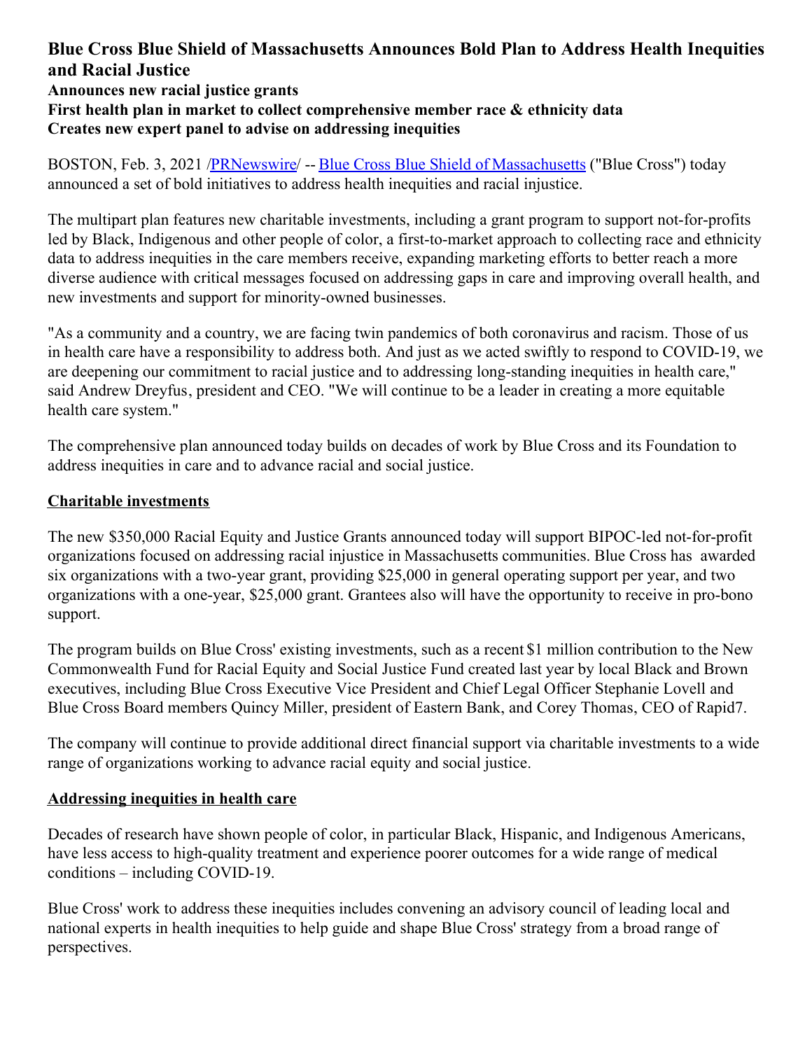# Blue Cross Blue Shield of Massachusetts Announces Bold Plan to Address Health Inequities and Racial Justice

**Announces new racial justice grants**
**First health plan in market to collect comprehensive member race & ethnicity data**
**Creates new expert panel to advise on addressing inequities**

BOSTON, Feb. 3, 2021 /PRNewswire/ -- Blue Cross Blue Shield of Massachusetts ("Blue Cross") today announced a set of bold initiatives to address health inequities and racial injustice.

The multipart plan features new charitable investments, including a grant program to support not-for-profits led by Black, Indigenous and other people of color, a first-to-market approach to collecting race and ethnicity data to address inequities in the care members receive, expanding marketing efforts to better reach a more diverse audience with critical messages focused on addressing gaps in care and improving overall health, and new investments and support for minority-owned businesses.

"As a community and a country, we are facing twin pandemics of both coronavirus and racism. Those of us in health care have a responsibility to address both. And just as we acted swiftly to respond to COVID-19, we are deepening our commitment to racial justice and to addressing long-standing inequities in health care," said Andrew Dreyfus, president and CEO. "We will continue to be a leader in creating a more equitable health care system."

The comprehensive plan announced today builds on decades of work by Blue Cross and its Foundation to address inequities in care and to advance racial and social justice.

## Charitable investments

The new $350,000 Racial Equity and Justice Grants announced today will support BIPOC-led not-for-profit organizations focused on addressing racial injustice in Massachusetts communities. Blue Cross has awarded six organizations with a two-year grant, providing $25,000 in general operating support per year, and two organizations with a one-year, $25,000 grant. Grantees also will have the opportunity to receive in pro-bono support.

The program builds on Blue Cross' existing investments, such as a recent $1 million contribution to the New Commonwealth Fund for Racial Equity and Social Justice Fund created last year by local Black and Brown executives, including Blue Cross Executive Vice President and Chief Legal Officer Stephanie Lovell and Blue Cross Board members Quincy Miller, president of Eastern Bank, and Corey Thomas, CEO of Rapid7.

The company will continue to provide additional direct financial support via charitable investments to a wide range of organizations working to advance racial equity and social justice.

## Addressing inequities in health care

Decades of research have shown people of color, in particular Black, Hispanic, and Indigenous Americans, have less access to high-quality treatment and experience poorer outcomes for a wide range of medical conditions – including COVID-19.

Blue Cross' work to address these inequities includes convening an advisory council of leading local and national experts in health inequities to help guide and shape Blue Cross' strategy from a broad range of perspectives.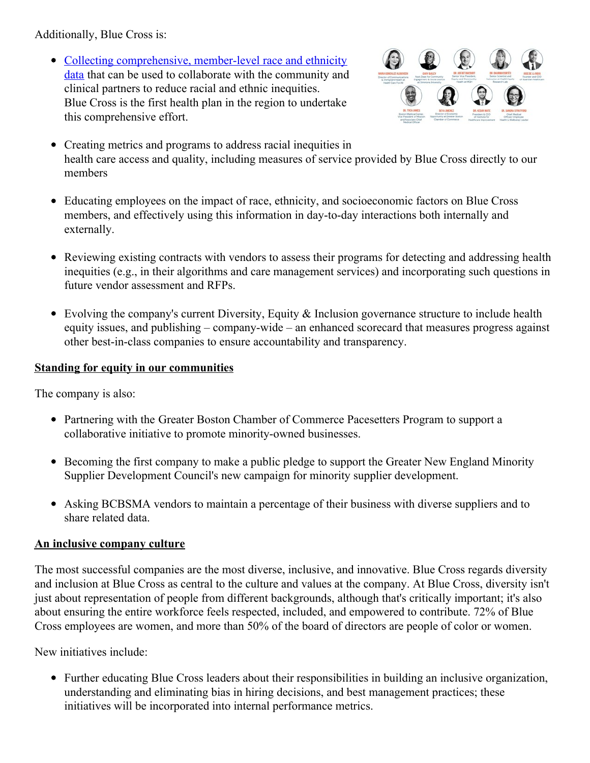Additionally, Blue Cross is:

- Collecting comprehensive, member-level race and ethnicity data that can be used to collaborate with the community and clinical partners to reduce racial and ethnic inequities. Blue Cross is the first health plan in the region to undertake this comprehensive effort.
- Creating metrics and programs to address racial inequities in health care access and quality, including measures of service provided by Blue Cross directly to our members
- Educating employees on the impact of race, ethnicity, and socioeconomic factors on Blue Cross members, and effectively using this information in day-to-day interactions both internally and externally.
- Reviewing existing contracts with vendors to assess their programs for detecting and addressing health inequities (e.g., in their algorithms and care management services) and incorporating such questions in future vendor assessment and RFPs.
- Evolving the company's current Diversity, Equity & Inclusion governance structure to include health equity issues, and publishing – company-wide – an enhanced scorecard that measures progress against other best-in-class companies to ensure accountability and transparency.

**Standing for equity in our communities**

The company is also:

- Partnering with the Greater Boston Chamber of Commerce Pacesetters Program to support a collaborative initiative to promote minority-owned businesses.
- Becoming the first company to make a public pledge to support the Greater New England Minority Supplier Development Council's new campaign for minority supplier development.
- Asking BCBSMA vendors to maintain a percentage of their business with diverse suppliers and to share related data.

**An inclusive company culture**

The most successful companies are the most diverse, inclusive, and innovative. Blue Cross regards diversity and inclusion at Blue Cross as central to the culture and values at the company. At Blue Cross, diversity isn't just about representation of people from different backgrounds, although that's critically important; it's also about ensuring the entire workforce feels respected, included, and empowered to contribute. 72% of Blue Cross employees are women, and more than 50% of the board of directors are people of color or women.

New initiatives include:

- Further educating Blue Cross leaders about their responsibilities in building an inclusive organization, understanding and eliminating bias in hiring decisions, and best management practices; these initiatives will be incorporated into internal performance metrics.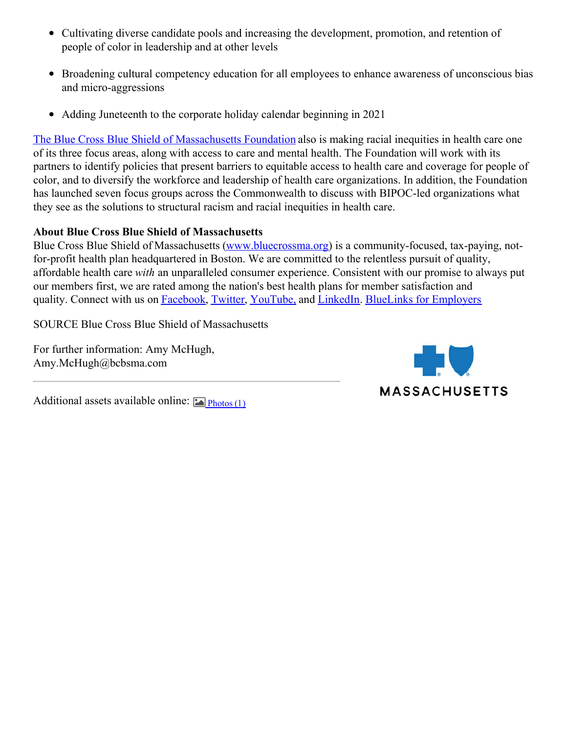- Cultivating diverse candidate pools and increasing the development, promotion, and retention of people of color in leadership and at other levels
- Broadening cultural competency education for all employees to enhance awareness of unconscious bias and micro-aggressions
- Adding Juneteenth to the corporate holiday calendar beginning in 2021

The Blue Cross Blue Shield of Massachusetts Foundation also is making racial inequities in health care one of its three focus areas, along with access to care and mental health. The Foundation will work with its partners to identify policies that present barriers to equitable access to health care and coverage for people of color, and to diversify the workforce and leadership of health care organizations. In addition, the Foundation has launched seven focus groups across the Commonwealth to discuss with BIPOC-led organizations what they see as the solutions to structural racism and racial inequities in health care.

**About Blue Cross Blue Shield of Massachusetts**
Blue Cross Blue Shield of Massachusetts (www.bluecrossma.org) is a community-focused, tax-paying, not-for-profit health plan headquartered in Boston. We are committed to the relentless pursuit of quality, affordable health care *with* an unparalleled consumer experience. Consistent with our promise to always put our members first, we are rated among the nation's best health plans for member satisfaction and quality. Connect with us on Facebook, Twitter, YouTube, and LinkedIn. BlueLinks for Employers

SOURCE Blue Cross Blue Shield of Massachusetts

For further information: Amy McHugh, Amy.McHugh@bcbsma.com

MASSACHUSETTS

Additional assets available online: Photos (1)